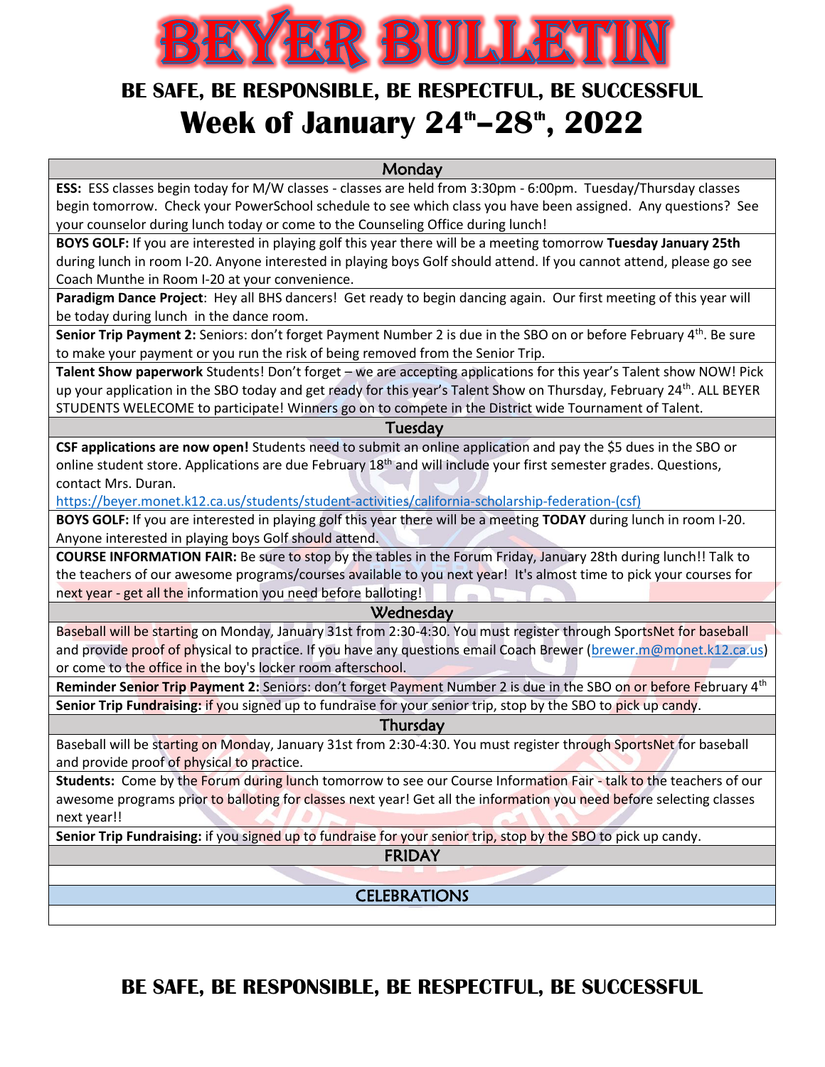# BEYER BULLETIN

## BE SAFE, BE RESPONSIBLE, BE RESPECTFUL, BE SUCCESSFUL

# Week of January 24th–28th, 2022

### Monday

**ESS:** ESS classes begin today for M/W classes - classes are held from 3:30pm - 6:00pm. Tuesday/Thursday classes begin tomorrow. Check your PowerSchool schedule to see which class you have been assigned. Any questions? See your counselor during lunch today or come to the Counseling Office during lunch!

**BOYS GOLF:** If you are interested in playing golf this year there will be a meeting tomorrow **Tuesday January 25th** during lunch in room I-20. Anyone interested in playing boys Golf should attend. If you cannot attend, please go see Coach Munthe in Room I-20 at your convenience.

**Paradigm Dance Project**: Hey all BHS dancers! Get ready to begin dancing again. Our first meeting of this year will be today during lunch in the dance room.

**Senior Trip Payment 2:** Seniors: don't forget Payment Number 2 is due in the SBO on or before February 4th. Be sure to make your payment or you run the risk of being removed from the Senior Trip.

**Talent Show paperwork** Students! Don't forget – we are accepting applications for this year's Talent show NOW! Pick up your application in the SBO today and get ready for this year's Talent Show on Thursday, February 24th. ALL BEYER STUDENTS WELECOME to participate! Winners go on to compete in the District wide Tournament of Talent.

### Tuesday

**CSF applications are now open!** Students need to submit an online application and pay the $5 dues in the SBO or online student store. Applications are due February 18th and will include your first semester grades. Questions, contact Mrs. Duran.
https://beyer.monet.k12.ca.us/students/student-activities/california-scholarship-federation-(csf)

**BOYS GOLF:** If you are interested in playing golf this year there will be a meeting **TODAY** during lunch in room I-20. Anyone interested in playing boys Golf should attend.

**COURSE INFORMATION FAIR:** Be sure to stop by the tables in the Forum Friday, January 28th during lunch!! Talk to the teachers of our awesome programs/courses available to you next year! It's almost time to pick your courses for next year - get all the information you need before balloting!

### Wednesday

Baseball will be starting on Monday, January 31st from 2:30-4:30. You must register through SportsNet for baseball and provide proof of physical to practice. If you have any questions email Coach Brewer (brewer.m@monet.k12.ca.us) or come to the office in the boy's locker room afterschool.

**Reminder Senior Trip Payment 2:** Seniors: don't forget Payment Number 2 is due in the SBO on or before February 4th

**Senior Trip Fundraising:** if you signed up to fundraise for your senior trip, stop by the SBO to pick up candy.

### Thursday

Baseball will be starting on Monday, January 31st from 2:30-4:30. You must register through SportsNet for baseball and provide proof of physical to practice.

**Students:** Come by the Forum during lunch tomorrow to see our Course Information Fair - talk to the teachers of our awesome programs prior to balloting for classes next year! Get all the information you need before selecting classes next year!!

**Senior Trip Fundraising:** if you signed up to fundraise for your senior trip, stop by the SBO to pick up candy.

### FRIDAY

### CELEBRATIONS

## BE SAFE, BE RESPONSIBLE, BE RESPECTFUL, BE SUCCESSFUL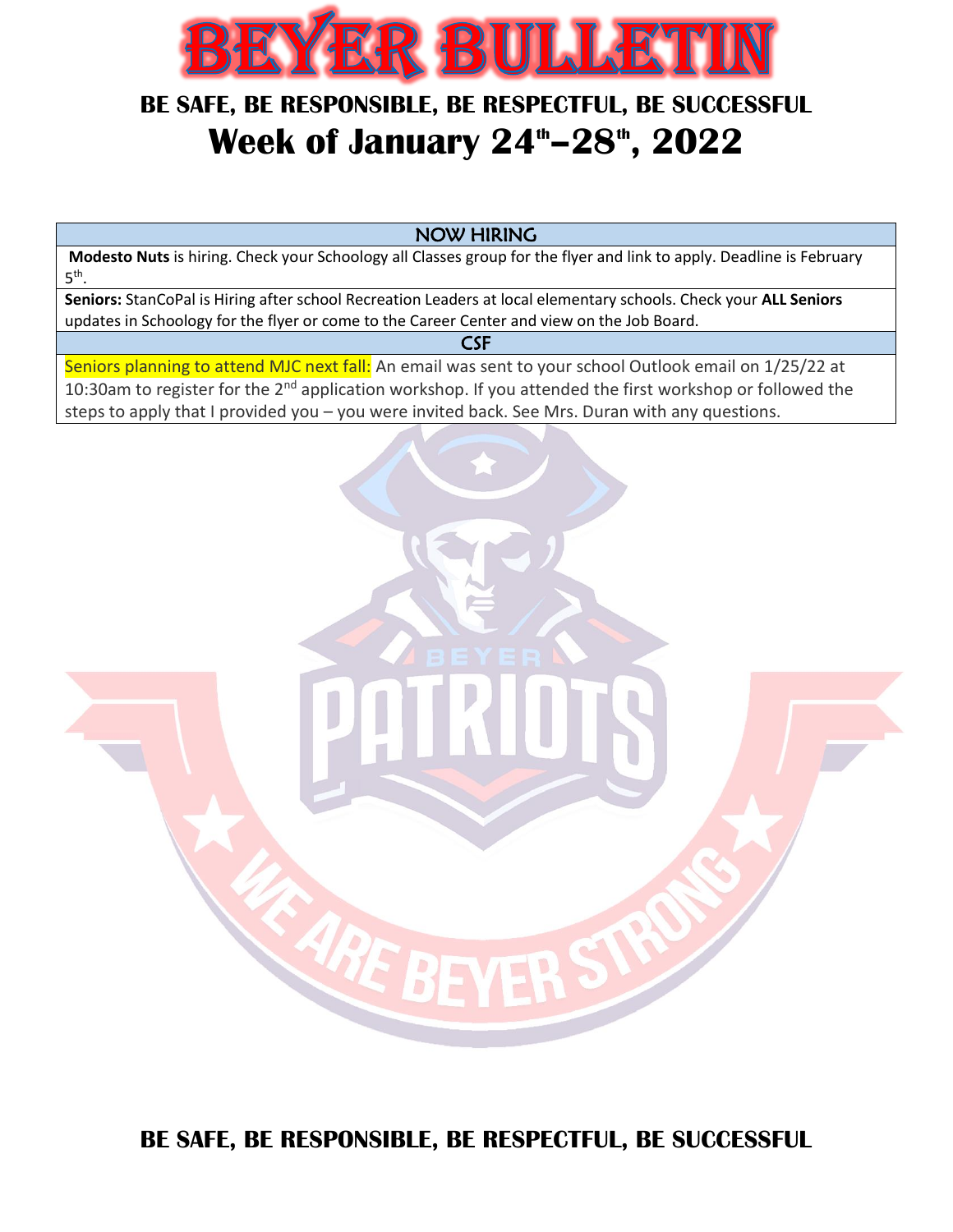# BEYER BULLETIN

## BE SAFE, BE RESPONSIBLE, BE RESPECTFUL, BE SUCCESSFUL

## Week of January 24th–28th, 2022

| NOW HIRING |
| --- |
| **Modesto Nuts** is hiring. Check your Schoology all Classes group for the flyer and link to apply. Deadline is February 5th. |
| **Seniors:** StanCoPal is Hiring after school Recreation Leaders at local elementary schools. Check your **ALL Seniors** updates in Schoology for the flyer or come to the Career Center and view on the Job Board. |
| **CSF** |
| Seniors planning to attend MJC next fall: An email was sent to your school Outlook email on 1/25/22 at 10:30am to register for the 2nd application workshop. If you attended the first workshop or followed the steps to apply that I provided you – you were invited back. See Mrs. Duran with any questions. |

BEYER PATRIOTS

WE ARE BEYER STRONG

**BE SAFE, BE RESPONSIBLE, BE RESPECTFUL, BE SUCCESSFUL**